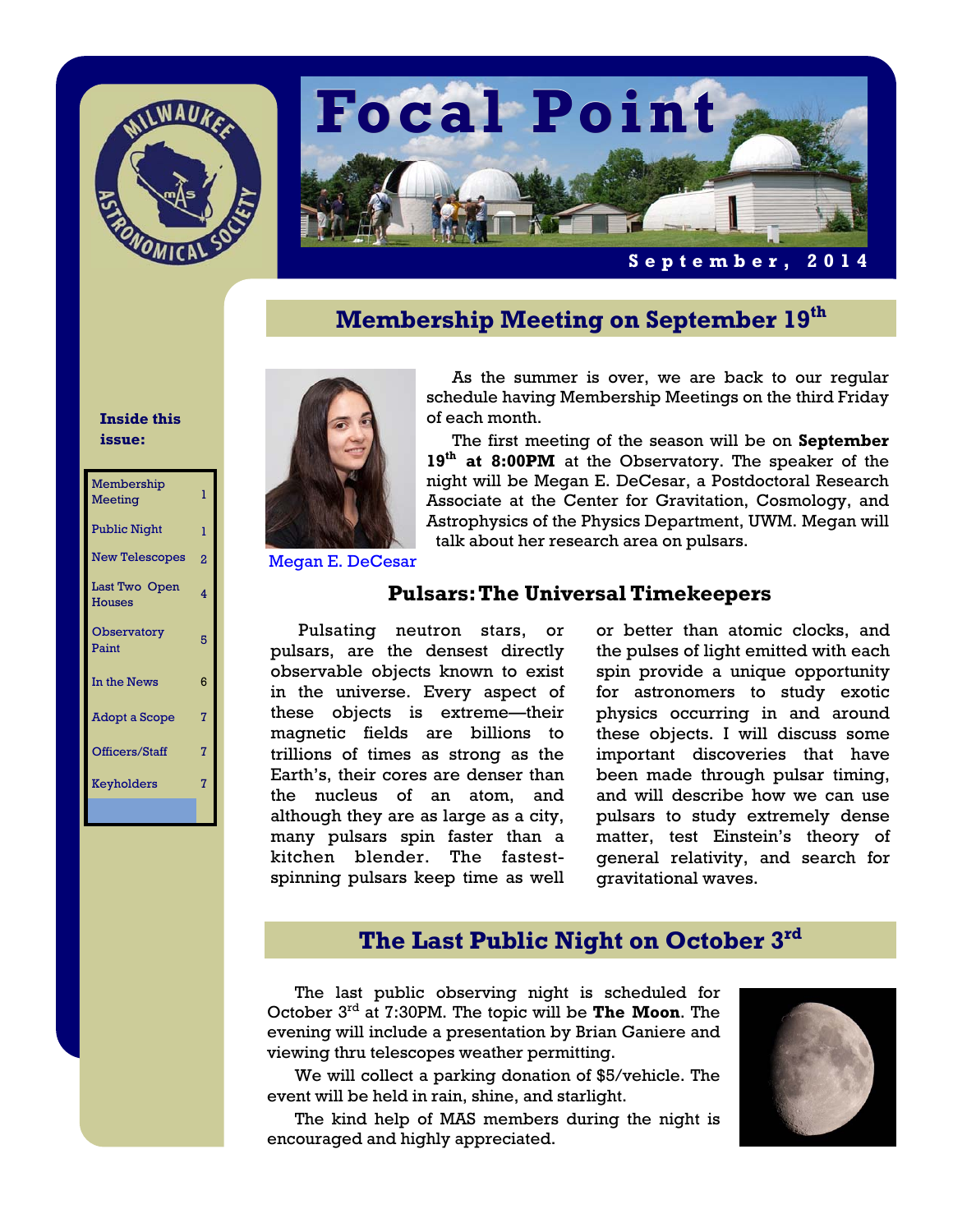# Focal Point

**September, 2014**

**Inside this issue:**

| | |
|---|---|
| Membership Meeting | 1 |
| Public Night | 1 |
| New Telescopes | 2 |
| Last Two Open Houses | 4 |
| Observatory Paint | 5 |
| In the News | 6 |
| Adopt a Scope | 7 |
| Officers/Staff | 7 |
| Keyholders | 7 |

## Membership Meeting on September 19th

As the summer is over, we are back to our regular schedule having Membership Meetings on the third Friday of each month.

The first meeting of the season will be on **September 19th at 8:00PM** at the Observatory. The speaker of the night will be Megan E. DeCesar, a Postdoctoral Research Associate at the Center for Gravitation, Cosmology, and Astrophysics of the Physics Department, UWM. Megan will talk about her research area on pulsars.

Megan E. DeCesar

### Pulsars: The Universal Timekeepers

Pulsating neutron stars, or pulsars, are the densest directly observable objects known to exist in the universe. Every aspect of these objects is extreme—their magnetic fields are billions to trillions of times as strong as the Earth's, their cores are denser than the nucleus of an atom, and although they are as large as a city, many pulsars spin faster than a kitchen blender. The fastest-spinning pulsars keep time as well or better than atomic clocks, and the pulses of light emitted with each spin provide a unique opportunity for astronomers to study exotic physics occurring in and around these objects. I will discuss some important discoveries that have been made through pulsar timing, and will describe how we can use pulsars to study extremely dense matter, test Einstein's theory of general relativity, and search for gravitational waves.

## The Last Public Night on October 3rd

The last public observing night is scheduled for October 3rd at 7:30PM. The topic will be **The Moon**. The evening will include a presentation by Brian Ganiere and viewing thru telescopes weather permitting.

We will collect a parking donation of $5/vehicle. The event will be held in rain, shine, and starlight.

The kind help of MAS members during the night is encouraged and highly appreciated.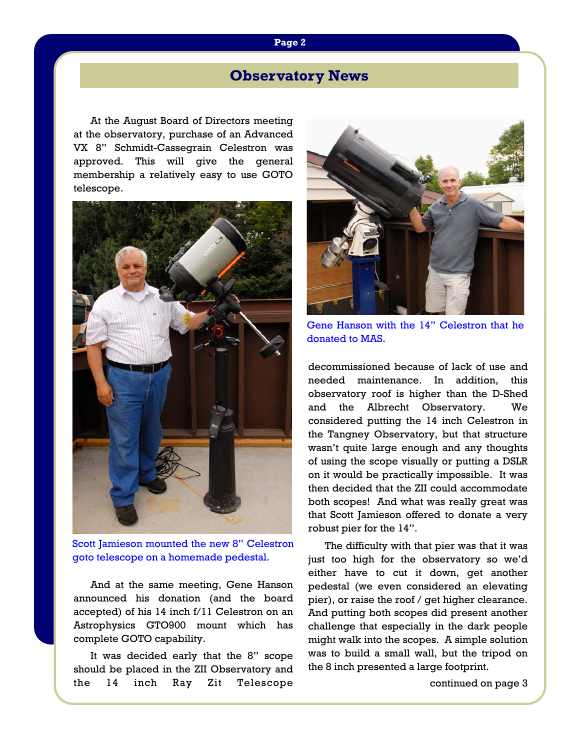## Observatory News

At the August Board of Directors meeting at the observatory, purchase of an Advanced VX 8" Schmidt-Cassegrain Celestron was approved. This will give the general membership a relatively easy to use GOTO telescope.

Scott Jamieson mounted the new 8" Celestron goto telescope on a homemade pedestal.

And at the same meeting, Gene Hanson announced his donation (and the board accepted) of his 14 inch f/11 Celestron on an Astrophysics GTO900 mount which has complete GOTO capability.

It was decided early that the 8" scope should be placed in the ZII Observatory and the 14 inch Ray Zit Telescope decommissioned because of lack of use and needed maintenance. In addition, this observatory roof is higher than the D-Shed and the Albrecht Observatory. We considered putting the 14 inch Celestron in the Tangney Observatory, but that structure wasn't quite large enough and any thoughts of using the scope visually or putting a DSLR on it would be practically impossible. It was then decided that the ZII could accommodate both scopes! And what was really great was that Scott Jamieson offered to donate a very robust pier for the 14".

Gene Hanson with the 14" Celestron that he donated to MAS.

The difficulty with that pier was that it was just too high for the observatory so we'd either have to cut it down, get another pedestal (we even considered an elevating pier), or raise the roof / get higher clearance. And putting both scopes did present another challenge that especially in the dark people might walk into the scopes. A simple solution was to build a small wall, but the tripod on the 8 inch presented a large footprint.

continued on page 3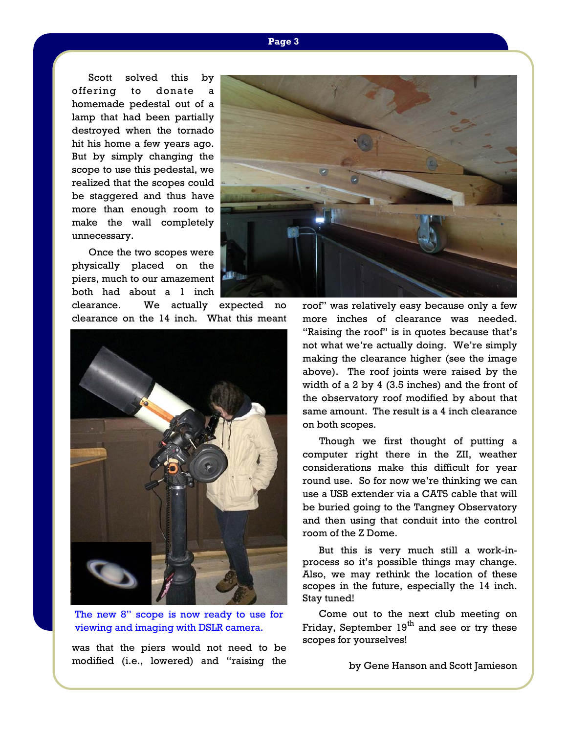Scott solved this by offering to donate a homemade pedestal out of a lamp that had been partially destroyed when the tornado hit his home a few years ago. But by simply changing the scope to use this pedestal, we realized that the scopes could be staggered and thus have more than enough room to make the wall completely unnecessary.

Once the two scopes were physically placed on the piers, much to our amazement both had about a 1 inch clearance. We actually expected no clearance on the 14 inch. What this meant was that the piers would not need to be modified (i.e., lowered) and "raising the roof" was relatively easy because only a few more inches of clearance was needed. "Raising the roof" is in quotes because that's not what we're actually doing. We're simply making the clearance higher (see the image above). The roof joints were raised by the width of a 2 by 4 (3.5 inches) and the front of the observatory roof modified by about that same amount. The result is a 4 inch clearance on both scopes.

The new 8" scope is now ready to use for viewing and imaging with DSLR camera.

Though we first thought of putting a computer right there in the ZII, weather considerations make this difficult for year round use. So for now we're thinking we can use a USB extender via a CAT5 cable that will be buried going to the Tangney Observatory and then using that conduit into the control room of the Z Dome.

But this is very much still a work-in-process so it's possible things may change. Also, we may rethink the location of these scopes in the future, especially the 14 inch. Stay tuned!

Come out to the next club meeting on Friday, September 19th and see or try these scopes for yourselves!

by Gene Hanson and Scott Jamieson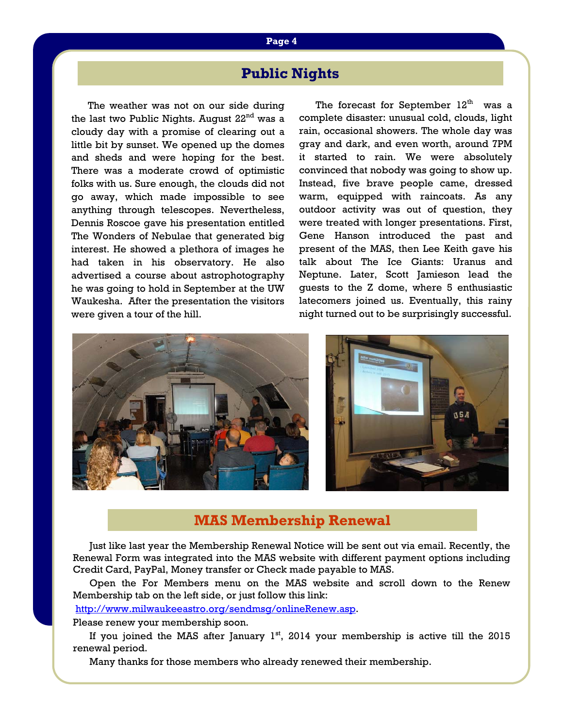## Public Nights

The weather was not on our side during the last two Public Nights. August 22nd was a cloudy day with a promise of clearing out a little bit by sunset. We opened up the domes and sheds and were hoping for the best. There was a moderate crowd of optimistic folks with us. Sure enough, the clouds did not go away, which made impossible to see anything through telescopes. Nevertheless, Dennis Roscoe gave his presentation entitled The Wonders of Nebulae that generated big interest. He showed a plethora of images he had taken in his observatory. He also advertised a course about astrophotography he was going to hold in September at the UW Waukesha. After the presentation the visitors were given a tour of the hill.

The forecast for September 12th was a complete disaster: unusual cold, clouds, light rain, occasional showers. The whole day was gray and dark, and even worth, around 7PM it started to rain. We were absolutely convinced that nobody was going to show up. Instead, five brave people came, dressed warm, equipped with raincoats. As any outdoor activity was out of question, they were treated with longer presentations. First, Gene Hanson introduced the past and present of the MAS, then Lee Keith gave his talk about The Ice Giants: Uranus and Neptune. Later, Scott Jamieson lead the guests to the Z dome, where 5 enthusiastic latecomers joined us. Eventually, this rainy night turned out to be surprisingly successful.

## MAS Membership Renewal

Just like last year the Membership Renewal Notice will be sent out via email. Recently, the Renewal Form was integrated into the MAS website with different payment options including Credit Card, PayPal, Money transfer or Check made payable to MAS.

Open the For Members menu on the MAS website and scroll down to the Renew Membership tab on the left side, or just follow this link:

http://www.milwaukeeastro.org/sendmsg/onlineRenew.asp.

Please renew your membership soon.

If you joined the MAS after January 1st, 2014 your membership is active till the 2015 renewal period.

Many thanks for those members who already renewed their membership.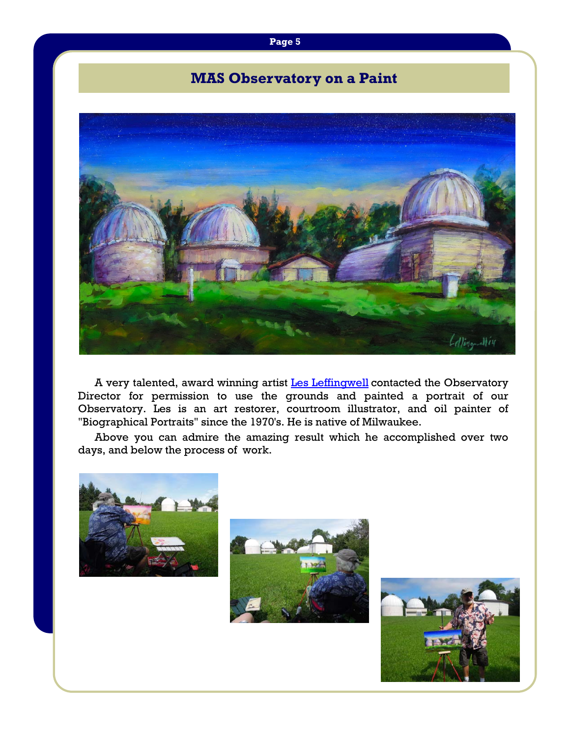# MAS Observatory on a Paint

A very talented, award winning artist [Les Leffingwell] contacted the Observatory Director for permission to use the grounds and painted a portrait of our Observatory. Les is an art restorer, courtroom illustrator, and oil painter of "Biographical Portraits" since the 1970's. He is native of Milwaukee.

Above you can admire the amazing result which he accomplished over two days, and below the process of work.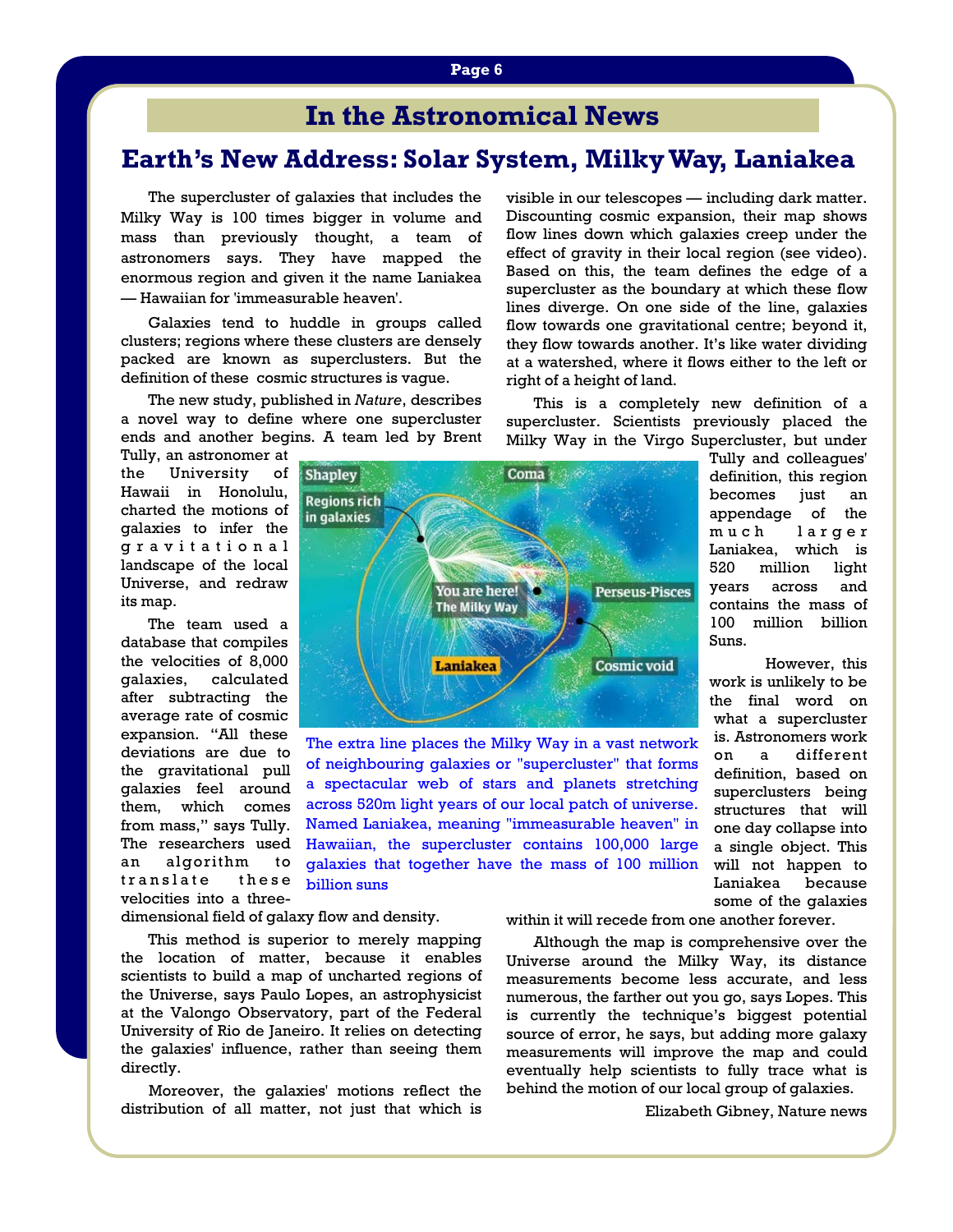## In the Astronomical News

# Earth's New Address: Solar System, Milky Way, Laniakea

The supercluster of galaxies that includes the Milky Way is 100 times bigger in volume and mass than previously thought, a team of astronomers says. They have mapped the enormous region and given it the name Laniakea — Hawaiian for 'immeasurable heaven'.

Galaxies tend to huddle in groups called clusters; regions where these clusters are densely packed are known as superclusters. But the definition of these cosmic structures is vague.

The new study, published in *Nature*, describes a novel way to define where one supercluster ends and another begins. A team led by Brent Tully, an astronomer at the University of Hawaii in Honolulu, charted the motions of galaxies to infer the gravitational landscape of the local Universe, and redraw its map.

The team used a database that compiles the velocities of 8,000 galaxies, calculated after subtracting the average rate of cosmic expansion. "All these deviations are due to the gravitational pull galaxies feel around them, which comes from mass," says Tully. The researchers used an algorithm to translate these velocities into a three-dimensional field of galaxy flow and density.

Shapley

Coma

Regions rich in galaxies

You are here! The Milky Way

Perseus-Pisces

Laniakea

Cosmic void

The extra line places the Milky Way in a vast network of neighbouring galaxies or "supercluster" that forms a spectacular web of stars and planets stretching across 520m light years of our local patch of universe. Named Laniakea, meaning "immeasurable heaven" in Hawaiian, the supercluster contains 100,000 large galaxies that together have the mass of 100 million billion suns

This method is superior to merely mapping the location of matter, because it enables scientists to build a map of uncharted regions of the Universe, says Paulo Lopes, an astrophysicist at the Valongo Observatory, part of the Federal University of Rio de Janeiro. It relies on detecting the galaxies' influence, rather than seeing them directly.

Moreover, the galaxies' motions reflect the distribution of all matter, not just that which is visible in our telescopes — including dark matter. Discounting cosmic expansion, their map shows flow lines down which galaxies creep under the effect of gravity in their local region (see video). Based on this, the team defines the edge of a supercluster as the boundary at which these flow lines diverge. On one side of the line, galaxies flow towards one gravitational centre; beyond it, they flow towards another. It's like water dividing at a watershed, where it flows either to the left or right of a height of land.

This is a completely new definition of a supercluster. Scientists previously placed the Milky Way in the Virgo Supercluster, but under Tully and colleagues' definition, this region becomes just an appendage of the much larger Laniakea, which is 520 million light years across and contains the mass of 100 million billion Suns.

However, this work is unlikely to be the final word on what a supercluster is. Astronomers work on a different definition, based on superclusters being structures that will one day collapse into a single object. This will not happen to Laniakea because some of the galaxies within it will recede from one another forever.

Although the map is comprehensive over the Universe around the Milky Way, its distance measurements become less accurate, and less numerous, the farther out you go, says Lopes. This is currently the technique's biggest potential source of error, he says, but adding more galaxy measurements will improve the map and could eventually help scientists to fully trace what is behind the motion of our local group of galaxies.

Elizabeth Gibney, Nature news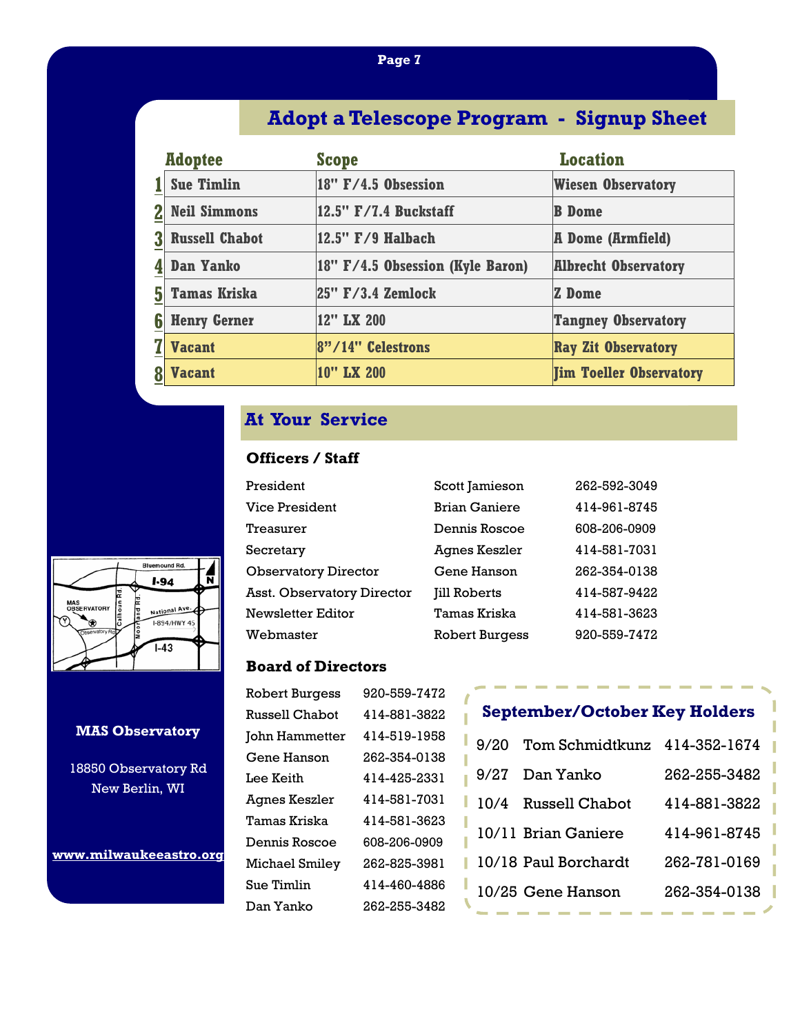## Adopt a Telescope Program - Signup Sheet

| | Adoptee | Scope | Location |
|---|---|---|---|
| 1 | Sue Timlin | 18" F/4.5 Obsession | Wiesen Observatory |
| 2 | Neil Simmons | 12.5" F/7.4 Buckstaff | B Dome |
| 3 | Russell Chabot | 12.5" F/9 Halbach | A Dome (Armfield) |
| 4 | Dan Yanko | 18" F/4.5 Obsession (Kyle Baron) | Albrecht Observatory |
| 5 | Tamas Kriska | 25" F/3.4 Zemlock | Z Dome |
| 6 | Henry Gerner | 12" LX 200 | Tangney Observatory |
| 7 | Vacant | 8"/14" Celestrons | Ray Zit Observatory |
| 8 | Vacant | 10" LX 200 | Jim Toeller Observatory |

## At Your Service

### Officers / Staff

| | | |
|---|---|---|
| President | Scott Jamieson | 262-592-3049 |
| Vice President | Brian Ganiere | 414-961-8745 |
| Treasurer | Dennis Roscoe | 608-206-0909 |
| Secretary | Agnes Keszler | 414-581-7031 |
| Observatory Director | Gene Hanson | 262-354-0138 |
| Asst. Observatory Director | Jill Roberts | 414-587-9422 |
| Newsletter Editor | Tamas Kriska | 414-581-3623 |
| Webmaster | Robert Burgess | 920-559-7472 |

### Board of Directors

| | |
|---|---|
| Robert Burgess | 920-559-7472 |
| Russell Chabot | 414-881-3822 |
| John Hammetter | 414-519-1958 |
| Gene Hanson | 262-354-0138 |
| Lee Keith | 414-425-2331 |
| Agnes Keszler | 414-581-7031 |
| Tamas Kriska | 414-581-3623 |
| Dennis Roscoe | 608-206-0909 |
| Michael Smiley | 262-825-3981 |
| Sue Timlin | 414-460-4886 |
| Dan Yanko | 262-255-3482 |

### September/October Key Holders

| | | |
|---|---|---|
| 9/20 | Tom Schmidtkunz | 414-352-1674 |
| 9/27 | Dan Yanko | 262-255-3482 |
| 10/4 | Russell Chabot | 414-881-3822 |
| 10/11 | Brian Ganiere | 414-961-8745 |
| 10/18 | Paul Borchardt | 262-781-0169 |
| 10/25 | Gene Hanson | 262-354-0138 |

Bluemound Rd.
I-94
N
MAS OBSERVATORY
Calhoun Rd.
Moorland Rd.
National Ave.
I-894/HWY 45
Y
Observatory Rd
I-43

**MAS Observatory**

18850 Observatory Rd
New Berlin, WI

**www.milwaukeeastro.org**